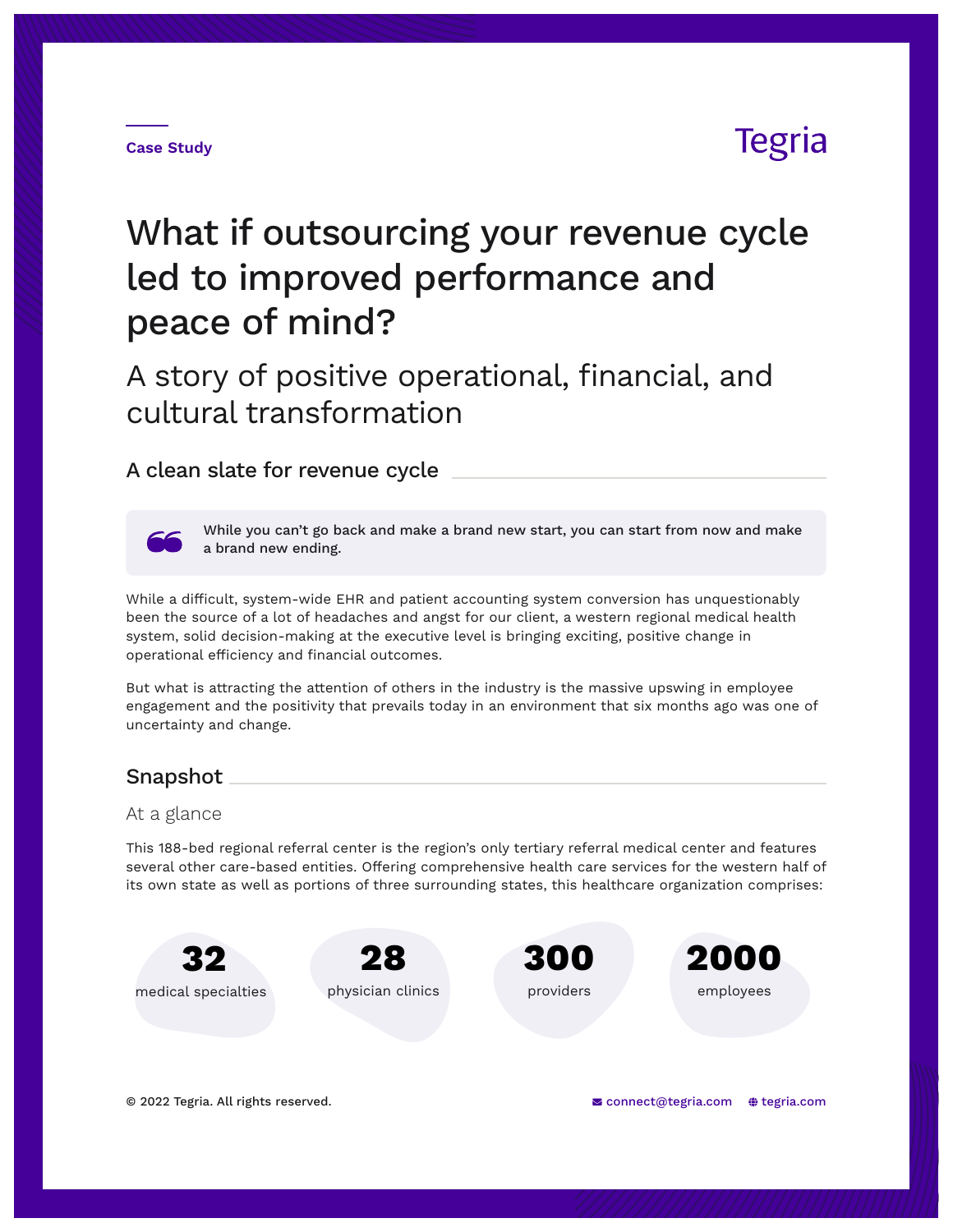Case Study

Tegria

# What if outsourcing your revenue cycle led to improved performance and peace of mind?

## A story of positive operational, financial, and cultural transformation

### A clean slate for revenue cycle

> **While you can't go back and make a brand new start, you can start from now and make a brand new ending.**

While a difficult, system-wide EHR and patient accounting system conversion has unquestionably been the source of a lot of headaches and angst for our client, a western regional medical health system, solid decision-making at the executive level is bringing exciting, positive change in operational efficiency and financial outcomes.

But what is attracting the attention of others in the industry is the massive upswing in employee engagement and the positivity that prevails today in an environment that six months ago was one of uncertainty and change.

### Snapshot

At a glance

This 188-bed regional referral center is the region's only tertiary referral medical center and features several other care-based entities. Offering comprehensive health care services for the western half of its own state as well as portions of three surrounding states, this healthcare organization comprises:

- **32** medical specialties
- **28** physician clinics
- **300** providers
- **2000** employees

© 2022 Tegria. All rights reserved.

connect@tegria.com   tegria.com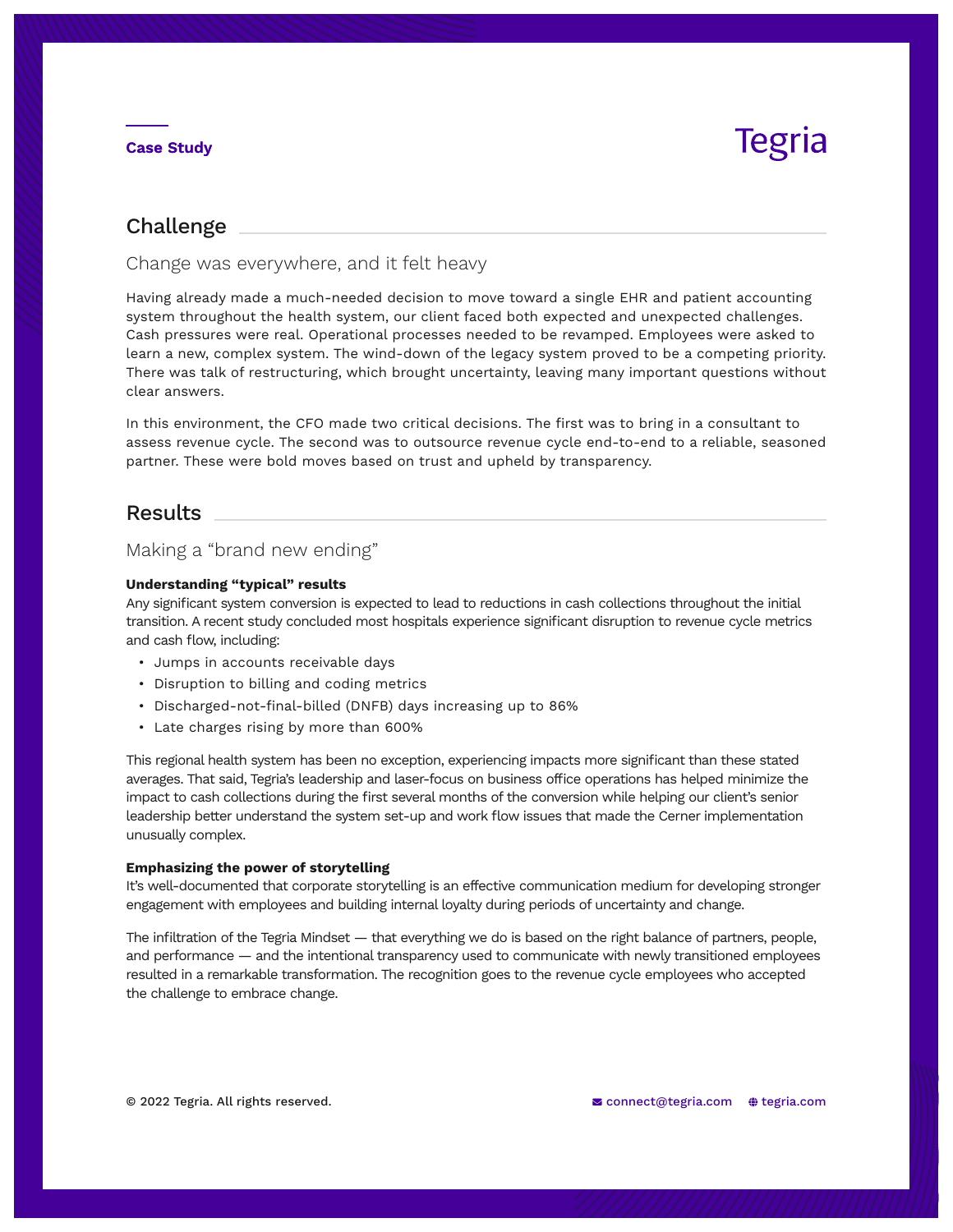Case Study

## Challenge

### Change was everywhere, and it felt heavy

Having already made a much-needed decision to move toward a single EHR and patient accounting system throughout the health system, our client faced both expected and unexpected challenges. Cash pressures were real. Operational processes needed to be revamped. Employees were asked to learn a new, complex system. The wind-down of the legacy system proved to be a competing priority. There was talk of restructuring, which brought uncertainty, leaving many important questions without clear answers.

In this environment, the CFO made two critical decisions. The first was to bring in a consultant to assess revenue cycle. The second was to outsource revenue cycle end-to-end to a reliable, seasoned partner. These were bold moves based on trust and upheld by transparency.

## Results

### Making a "brand new ending"

**Understanding "typical" results**
Any significant system conversion is expected to lead to reductions in cash collections throughout the initial transition. A recent study concluded most hospitals experience significant disruption to revenue cycle metrics and cash flow, including:

- Jumps in accounts receivable days
- Disruption to billing and coding metrics
- Discharged-not-final-billed (DNFB) days increasing up to 86%
- Late charges rising by more than 600%

This regional health system has been no exception, experiencing impacts more significant than these stated averages. That said, Tegria's leadership and laser-focus on business office operations has helped minimize the impact to cash collections during the first several months of the conversion while helping our client's senior leadership better understand the system set-up and work flow issues that made the Cerner implementation unusually complex.

**Emphasizing the power of storytelling**
It's well-documented that corporate storytelling is an effective communication medium for developing stronger engagement with employees and building internal loyalty during periods of uncertainty and change.

The infiltration of the Tegria Mindset — that everything we do is based on the right balance of partners, people, and performance — and the intentional transparency used to communicate with newly transitioned employees resulted in a remarkable transformation. The recognition goes to the revenue cycle employees who accepted the challenge to embrace change.

© 2022 Tegria. All rights reserved. connect@tegria.com tegria.com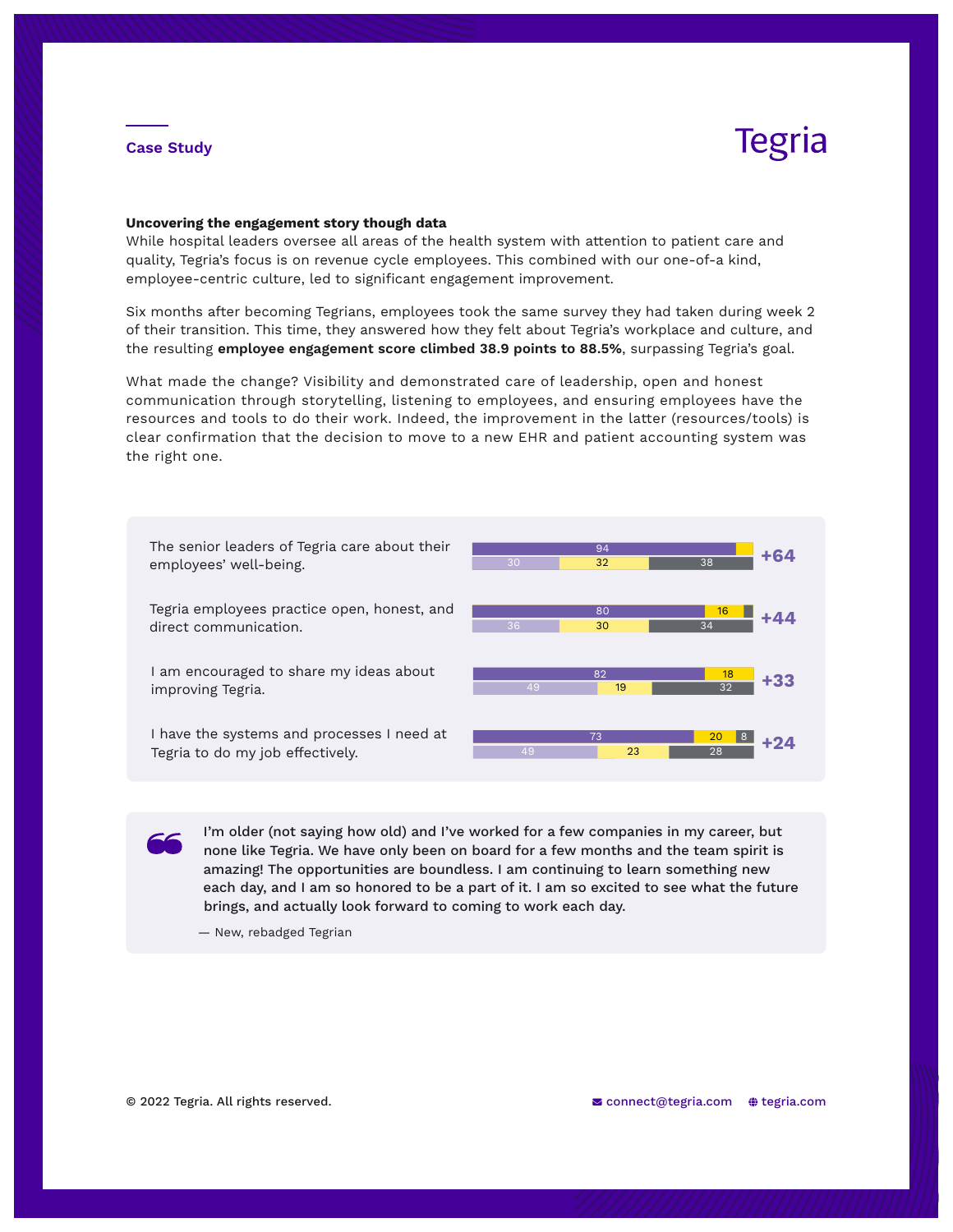Case Study

# Uncovering the engagement story though data

While hospital leaders oversee all areas of the health system with attention to patient care and quality, Tegria's focus is on revenue cycle employees. This combined with our one-of-a kind, employee-centric culture, led to significant engagement improvement.

Six months after becoming Tegrians, employees took the same survey they had taken during week 2 of their transition. This time, they answered how they felt about Tegria's workplace and culture, and the resulting **employee engagement score climbed 38.9 points to 88.5%**, surpassing Tegria's goal.

What made the change? Visibility and demonstrated care of leadership, open and honest communication through storytelling, listening to employees, and ensuring employees have the resources and tools to do their work. Indeed, the improvement in the latter (resources/tools) is clear confirmation that the decision to move to a new EHR and patient accounting system was the right one.

| Statement | After | | | Before | | | Change |
|---|---|---|---|---|---|---|---|
| The senior leaders of Tegria care about their employees' well-being. | 94 | | | 30 | 32 | 38 | +64 |
| Tegria employees practice open, honest, and direct communication. | 80 | 16 | | 36 | 30 | 34 | +44 |
| I am encouraged to share my ideas about improving Tegria. | 82 | 18 | | 49 | 19 | 32 | +33 |
| I have the systems and processes I need at Tegria to do my job effectively. | 73 | 20 | 8 | 49 | 23 | 28 | +24 |

> I'm older (not saying how old) and I've worked for a few companies in my career, but none like Tegria. We have only been on board for a few months and the team spirit is amazing! The opportunities are boundless. I am continuing to learn something new each day, and I am so honored to be a part of it. I am so excited to see what the future brings, and actually look forward to coming to work each day.
>
> — New, rebadged Tegrian

© 2022 Tegria. All rights reserved.

connect@tegria.com tegria.com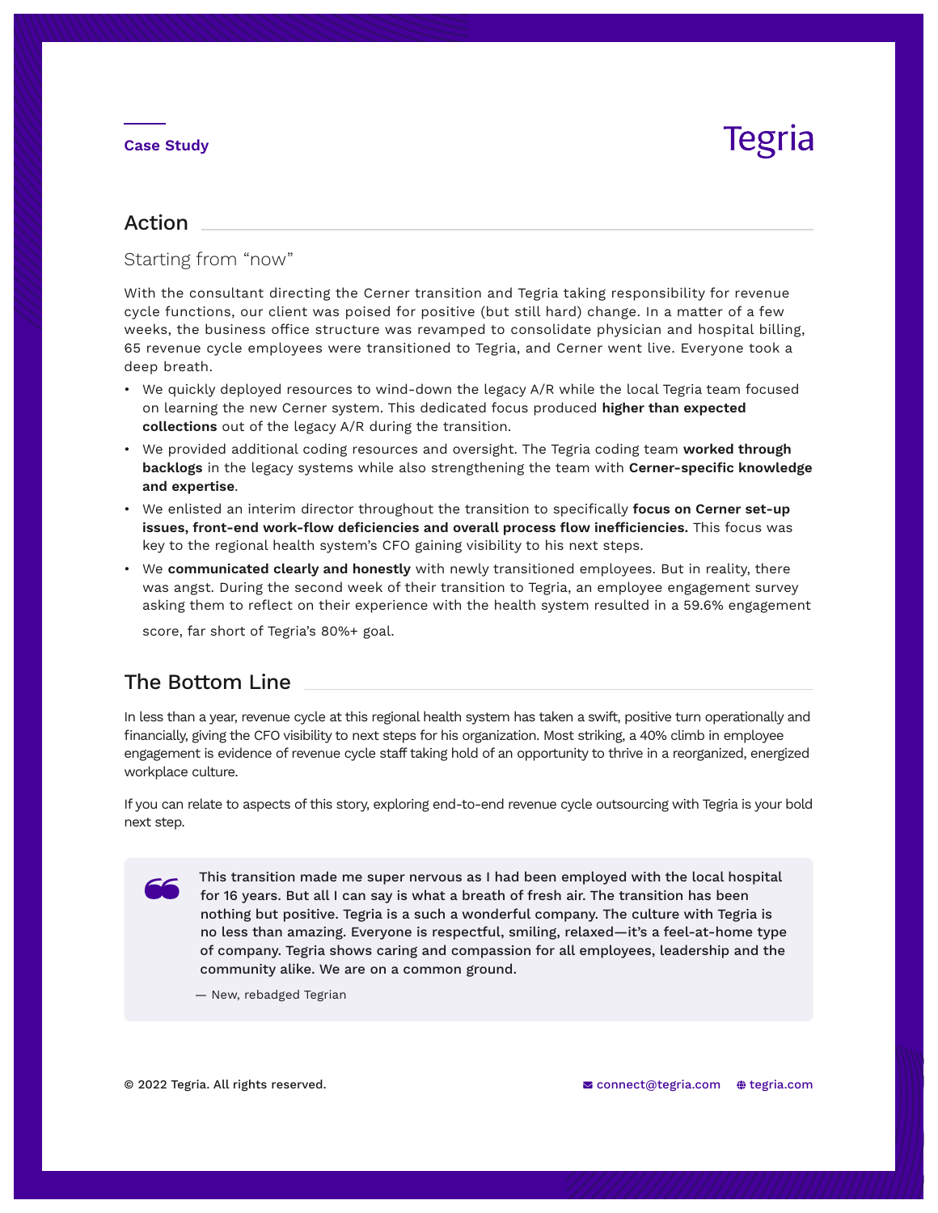Case Study

Tegria

## Action

### Starting from "now"

With the consultant directing the Cerner transition and Tegria taking responsibility for revenue cycle functions, our client was poised for positive (but still hard) change. In a matter of a few weeks, the business office structure was revamped to consolidate physician and hospital billing, 65 revenue cycle employees were transitioned to Tegria, and Cerner went live. Everyone took a deep breath.

- We quickly deployed resources to wind-down the legacy A/R while the local Tegria team focused on learning the new Cerner system. This dedicated focus produced **higher than expected collections** out of the legacy A/R during the transition.
- We provided additional coding resources and oversight. The Tegria coding team **worked through backlogs** in the legacy systems while also strengthening the team with **Cerner-specific knowledge and expertise**.
- We enlisted an interim director throughout the transition to specifically **focus on Cerner set-up issues, front-end work-flow deficiencies and overall process flow inefficiencies.** This focus was key to the regional health system's CFO gaining visibility to his next steps.
- We **communicated clearly and honestly** with newly transitioned employees. But in reality, there was angst. During the second week of their transition to Tegria, an employee engagement survey asking them to reflect on their experience with the health system resulted in a 59.6% engagement score, far short of Tegria's 80%+ goal.

## The Bottom Line

In less than a year, revenue cycle at this regional health system has taken a swift, positive turn operationally and financially, giving the CFO visibility to next steps for his organization. Most striking, a 40% climb in employee engagement is evidence of revenue cycle staff taking hold of an opportunity to thrive in a reorganized, energized workplace culture.

If you can relate to aspects of this story, exploring end-to-end revenue cycle outsourcing with Tegria is your bold next step.

> This transition made me super nervous as I had been employed with the local hospital for 16 years. But all I can say is what a breath of fresh air. The transition has been nothing but positive. Tegria is a such a wonderful company. The culture with Tegria is no less than amazing. Everyone is respectful, smiling, relaxed—it's a feel-at-home type of company. Tegria shows caring and compassion for all employees, leadership and the community alike. We are on a common ground.
>
> — New, rebadged Tegrian

© 2022 Tegria. All rights reserved.

connect@tegria.com tegria.com